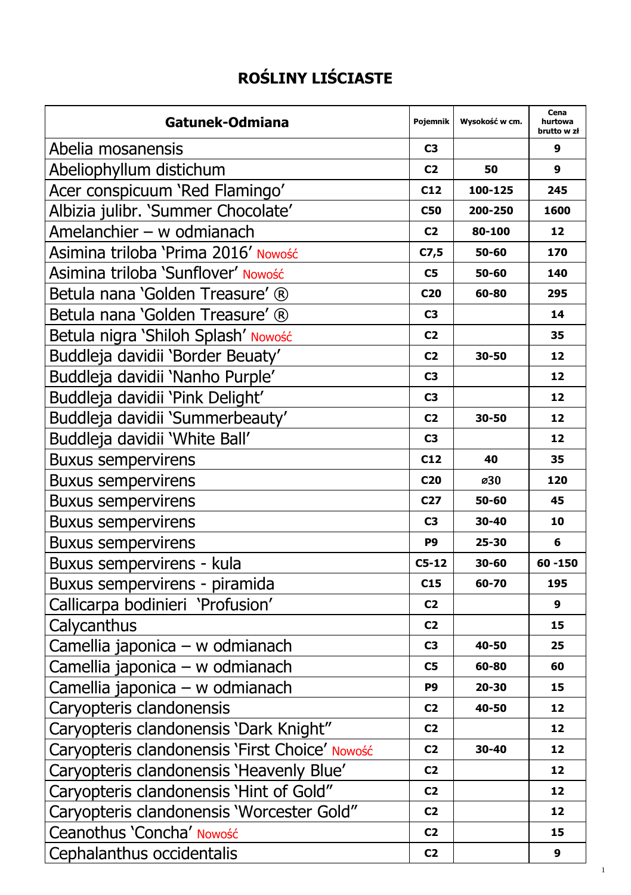# ROŚLINY LIŚCIASTE

| Gatunek-Odmiana | Pojemnik | Wysokość w cm. | Cena hurtowa brutto w zł |
|---|---|---|---|
| Abelia mosanensis | C3 | | 9 |
| Abeliophyllum distichum | C2 | 50 | 9 |
| Acer conspicuum 'Red Flamingo' | C12 | 100-125 | 245 |
| Albizia julibr. 'Summer Chocolate' | C50 | 200-250 | 1600 |
| Amelanchier – w odmianach | C2 | 80-100 | 12 |
| Asimina triloba 'Prima 2016' Nowość | C7,5 | 50-60 | 170 |
| Asimina triloba 'Sunflover' Nowość | C5 | 50-60 | 140 |
| Betula nana 'Golden Treasure' ® | C20 | 60-80 | 295 |
| Betula nana 'Golden Treasure' ® | C3 | | 14 |
| Betula nigra 'Shiloh Splash' Nowość | C2 | | 35 |
| Buddleja davidii 'Border Beuaty' | C2 | 30-50 | 12 |
| Buddleja davidii 'Nanho Purple' | C3 | | 12 |
| Buddleja davidii 'Pink Delight' | C3 | | 12 |
| Buddleja davidii 'Summerbeauty' | C2 | 30-50 | 12 |
| Buddleja davidii 'White Ball' | C3 | | 12 |
| Buxus sempervirens | C12 | 40 | 35 |
| Buxus sempervirens | C20 | ⌀30 | 120 |
| Buxus sempervirens | C27 | 50-60 | 45 |
| Buxus sempervirens | C3 | 30-40 | 10 |
| Buxus sempervirens | P9 | 25-30 | 6 |
| Buxus sempervirens - kula | C5-12 | 30-60 | 60 -150 |
| Buxus sempervirens - piramida | C15 | 60-70 | 195 |
| Callicarpa bodinieri 'Profusion' | C2 | | 9 |
| Calycanthus | C2 | | 15 |
| Camellia japonica – w odmianach | C3 | 40-50 | 25 |
| Camellia japonica – w odmianach | C5 | 60-80 | 60 |
| Camellia japonica – w odmianach | P9 | 20-30 | 15 |
| Caryopteris clandonensis | C2 | 40-50 | 12 |
| Caryopteris clandonensis 'Dark Knight" | C2 | | 12 |
| Caryopteris clandonensis 'First Choice' Nowość | C2 | 30-40 | 12 |
| Caryopteris clandonensis 'Heavenly Blue' | C2 | | 12 |
| Caryopteris clandonensis 'Hint of Gold" | C2 | | 12 |
| Caryopteris clandonensis 'Worcester Gold" | C2 | | 12 |
| Ceanothus 'Concha' Nowość | C2 | | 15 |
| Cephalanthus occidentalis | C2 | | 9 |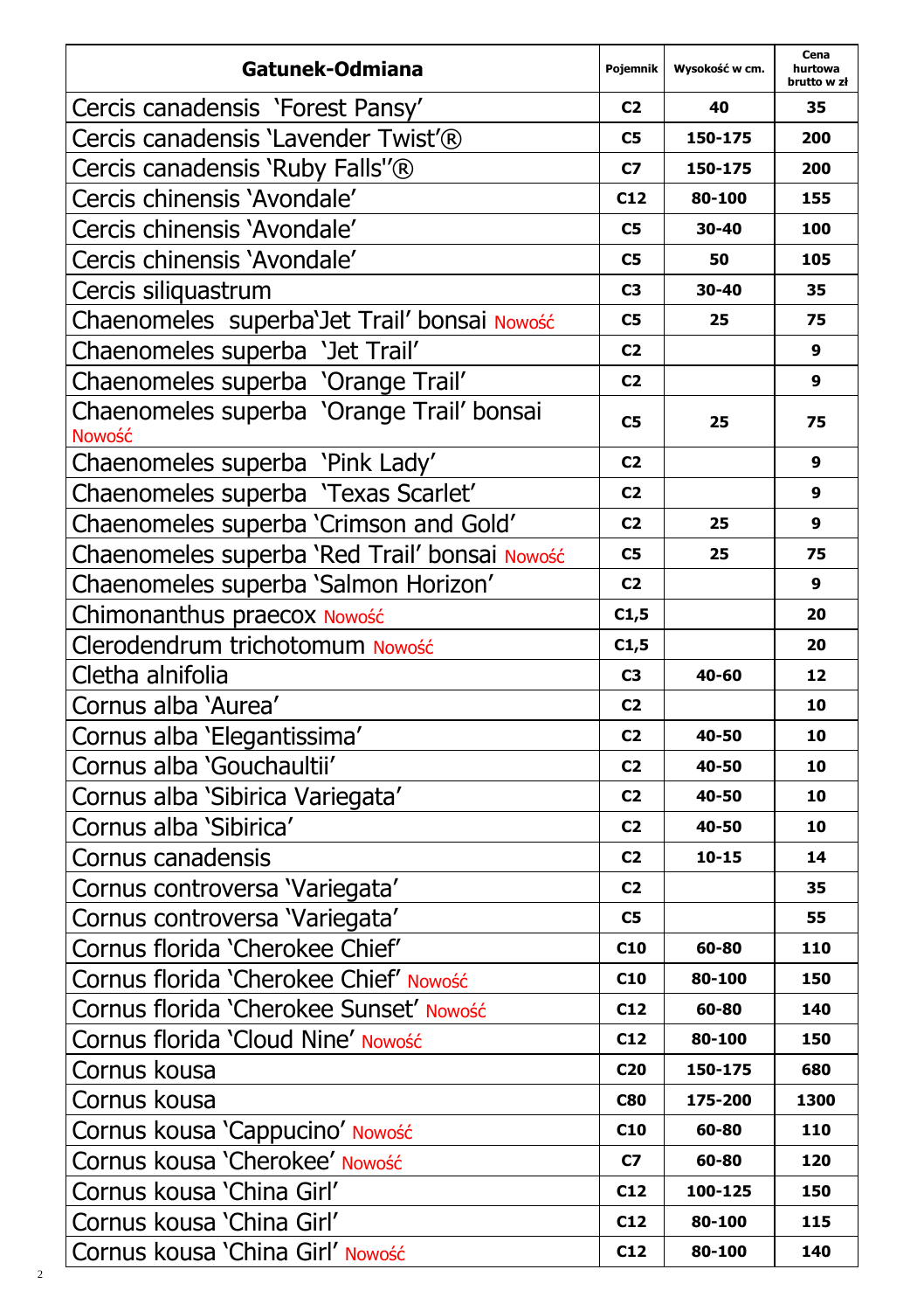| Gatunek-Odmiana | Pojemnik | Wysokość w cm. | Cena hurtowa brutto w zł |
|---|---|---|---|
| Cercis canadensis  'Forest Pansy' | C2 | 40 | 35 |
| Cercis canadensis 'Lavender Twist'® | C5 | 150-175 | 200 |
| Cercis canadensis 'Ruby Falls''® | C7 | 150-175 | 200 |
| Cercis chinensis 'Avondale' | C12 | 80-100 | 155 |
| Cercis chinensis 'Avondale' | C5 | 30-40 | 100 |
| Cercis chinensis 'Avondale' | C5 | 50 | 105 |
| Cercis siliquastrum | C3 | 30-40 | 35 |
| Chaenomeles  superba'Jet Trail' bonsai Nowość | C5 | 25 | 75 |
| Chaenomeles superba  'Jet Trail' | C2 | | 9 |
| Chaenomeles superba  'Orange Trail' | C2 | | 9 |
| Chaenomeles superba  'Orange Trail' bonsai Nowość | C5 | 25 | 75 |
| Chaenomeles superba  'Pink Lady' | C2 | | 9 |
| Chaenomeles superba  'Texas Scarlet' | C2 | | 9 |
| Chaenomeles superba 'Crimson and Gold' | C2 | 25 | 9 |
| Chaenomeles superba 'Red Trail' bonsai Nowość | C5 | 25 | 75 |
| Chaenomeles superba 'Salmon Horizon' | C2 | | 9 |
| Chimonanthus praecox Nowość | C1,5 | | 20 |
| Clerodendrum trichotomum Nowość | C1,5 | | 20 |
| Cletha alnifolia | C3 | 40-60 | 12 |
| Cornus alba 'Aurea' | C2 | | 10 |
| Cornus alba 'Elegantissima' | C2 | 40-50 | 10 |
| Cornus alba 'Gouchaultii' | C2 | 40-50 | 10 |
| Cornus alba 'Sibirica Variegata' | C2 | 40-50 | 10 |
| Cornus alba 'Sibirica' | C2 | 40-50 | 10 |
| Cornus canadensis | C2 | 10-15 | 14 |
| Cornus controversa 'Variegata' | C2 | | 35 |
| Cornus controversa 'Variegata' | C5 | | 55 |
| Cornus florida 'Cherokee Chief' | C10 | 60-80 | 110 |
| Cornus florida 'Cherokee Chief' Nowość | C10 | 80-100 | 150 |
| Cornus florida 'Cherokee Sunset' Nowość | C12 | 60-80 | 140 |
| Cornus florida 'Cloud Nine' Nowość | C12 | 80-100 | 150 |
| Cornus kousa | C20 | 150-175 | 680 |
| Cornus kousa | C80 | 175-200 | 1300 |
| Cornus kousa 'Cappucino' Nowość | C10 | 60-80 | 110 |
| Cornus kousa 'Cherokee' Nowość | C7 | 60-80 | 120 |
| Cornus kousa 'China Girl' | C12 | 100-125 | 150 |
| Cornus kousa 'China Girl' | C12 | 80-100 | 115 |
| Cornus kousa 'China Girl' Nowość | C12 | 80-100 | 140 |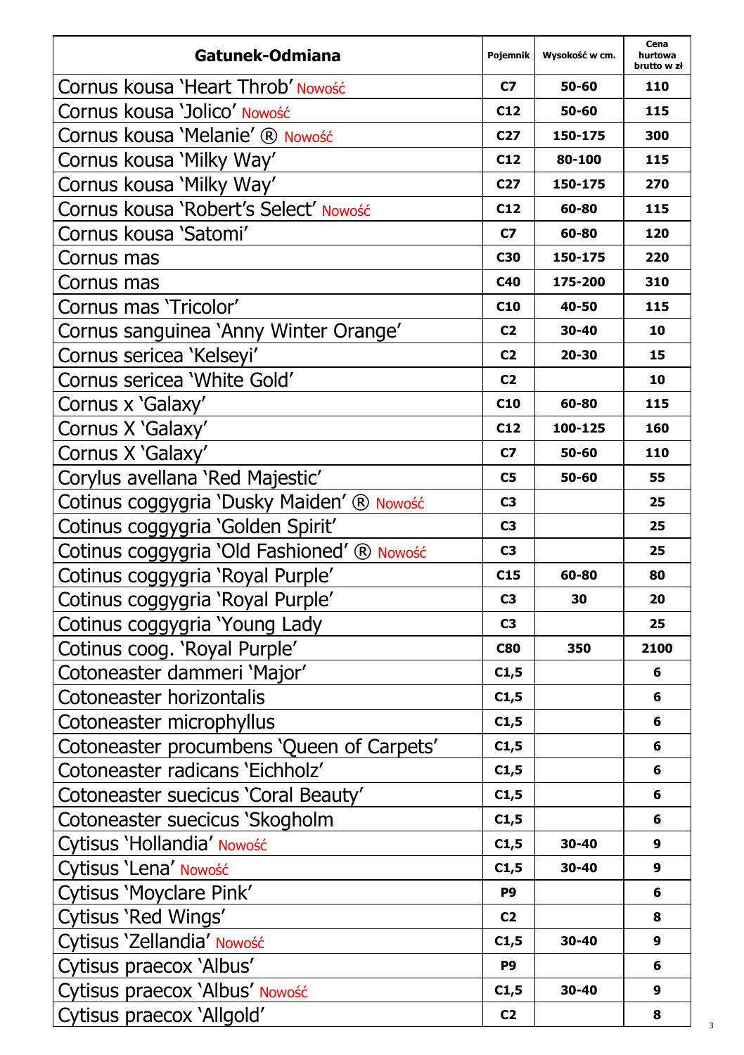| Gatunek-Odmiana | Pojemnik | Wysokość w cm. | Cena hurtowa brutto w zł |
|---|---|---|---|
| Cornus kousa 'Heart Throb' Nowość | C7 | 50-60 | 110 |
| Cornus kousa 'Jolico' Nowość | C12 | 50-60 | 115 |
| Cornus kousa 'Melanie' ® Nowość | C27 | 150-175 | 300 |
| Cornus kousa 'Milky Way' | C12 | 80-100 | 115 |
| Cornus kousa 'Milky Way' | C27 | 150-175 | 270 |
| Cornus kousa 'Robert's Select' Nowość | C12 | 60-80 | 115 |
| Cornus kousa 'Satomi' | C7 | 60-80 | 120 |
| Cornus mas | C30 | 150-175 | 220 |
| Cornus mas | C40 | 175-200 | 310 |
| Cornus mas 'Tricolor' | C10 | 40-50 | 115 |
| Cornus sanguinea 'Anny Winter Orange' | C2 | 30-40 | 10 |
| Cornus sericea 'Kelseyi' | C2 | 20-30 | 15 |
| Cornus sericea 'White Gold' | C2 | | 10 |
| Cornus x 'Galaxy' | C10 | 60-80 | 115 |
| Cornus X 'Galaxy' | C12 | 100-125 | 160 |
| Cornus X 'Galaxy' | C7 | 50-60 | 110 |
| Corylus avellana 'Red Majestic' | C5 | 50-60 | 55 |
| Cotinus coggygria 'Dusky Maiden' ® Nowość | C3 | | 25 |
| Cotinus coggygria 'Golden Spirit' | C3 | | 25 |
| Cotinus coggygria 'Old Fashioned' ® Nowość | C3 | | 25 |
| Cotinus coggygria 'Royal Purple' | C15 | 60-80 | 80 |
| Cotinus coggygria 'Royal Purple' | C3 | 30 | 20 |
| Cotinus coggygria 'Young Lady | C3 | | 25 |
| Cotinus coog. 'Royal Purple' | C80 | 350 | 2100 |
| Cotoneaster dammeri 'Major' | C1,5 | | 6 |
| Cotoneaster horizontalis | C1,5 | | 6 |
| Cotoneaster microphyllus | C1,5 | | 6 |
| Cotoneaster procumbens 'Queen of Carpets' | C1,5 | | 6 |
| Cotoneaster radicans 'Eichholz' | C1,5 | | 6 |
| Cotoneaster suecicus 'Coral Beauty' | C1,5 | | 6 |
| Cotoneaster suecicus 'Skogholm | C1,5 | | 6 |
| Cytisus 'Hollandia' Nowość | C1,5 | 30-40 | 9 |
| Cytisus 'Lena' Nowość | C1,5 | 30-40 | 9 |
| Cytisus 'Moyclare Pink' | P9 | | 6 |
| Cytisus 'Red Wings' | C2 | | 8 |
| Cytisus 'Zellandia' Nowość | C1,5 | 30-40 | 9 |
| Cytisus praecox 'Albus' | P9 | | 6 |
| Cytisus praecox 'Albus' Nowość | C1,5 | 30-40 | 9 |
| Cytisus praecox 'Allgold' | C2 | | 8 |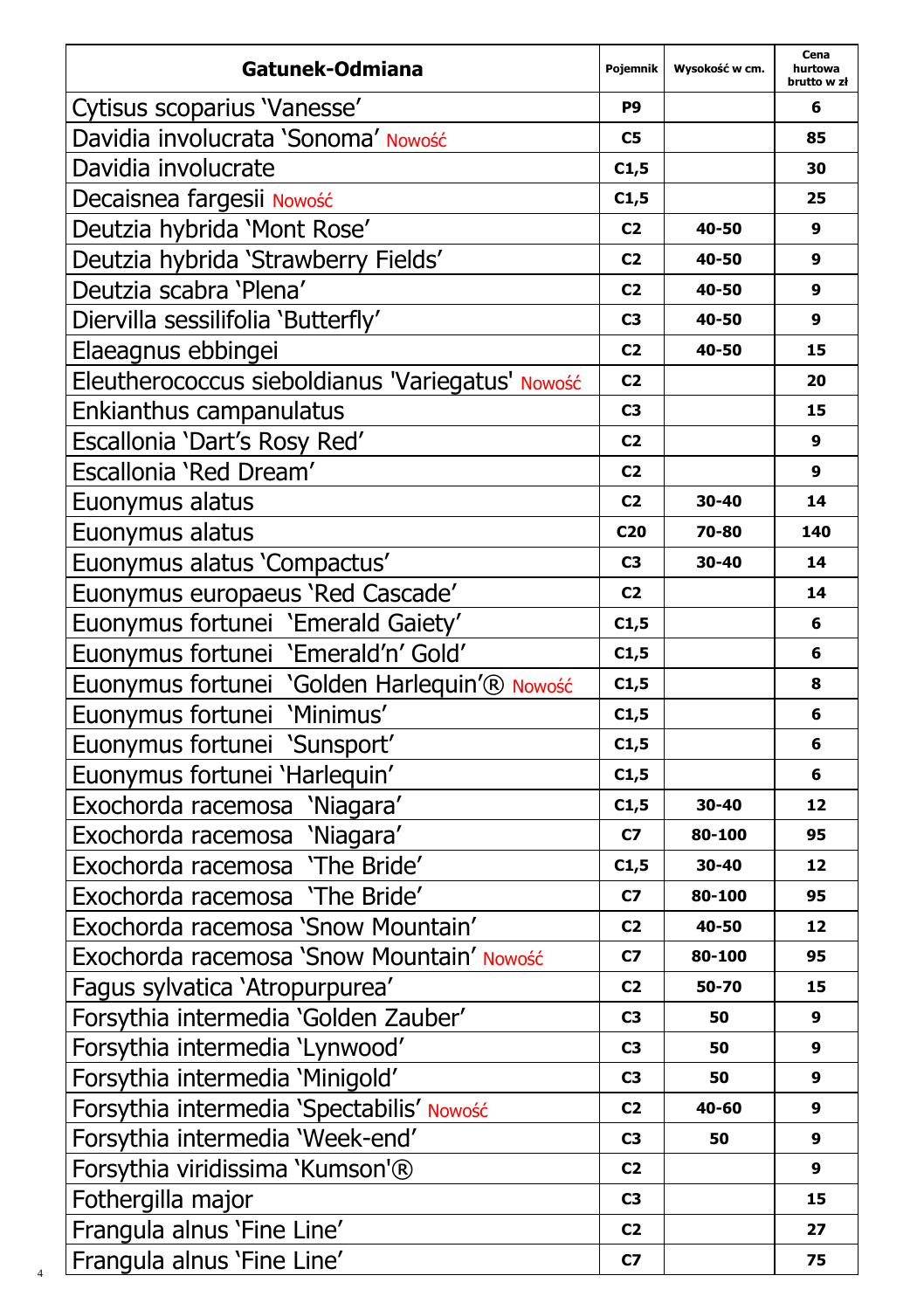| Gatunek-Odmiana | Pojemnik | Wysokość w cm. | Cena hurtowa brutto w zł |
|---|---|---|---|
| Cytisus scoparius 'Vanesse' | P9 | | 6 |
| Davidia involucrata 'Sonoma' Nowość | C5 | | 85 |
| Davidia involucrate | C1,5 | | 30 |
| Decaisnea fargesii Nowość | C1,5 | | 25 |
| Deutzia hybrida 'Mont Rose' | C2 | 40-50 | 9 |
| Deutzia hybrida 'Strawberry Fields' | C2 | 40-50 | 9 |
| Deutzia scabra 'Plena' | C2 | 40-50 | 9 |
| Diervilla sessilifolia 'Butterfly' | C3 | 40-50 | 9 |
| Elaeagnus ebbingei | C2 | 40-50 | 15 |
| Eleutherococcus sieboldianus 'Variegatus' Nowość | C2 | | 20 |
| Enkianthus campanulatus | C3 | | 15 |
| Escallonia 'Dart's Rosy Red' | C2 | | 9 |
| Escallonia 'Red Dream' | C2 | | 9 |
| Euonymus alatus | C2 | 30-40 | 14 |
| Euonymus alatus | C20 | 70-80 | 140 |
| Euonymus alatus 'Compactus' | C3 | 30-40 | 14 |
| Euonymus europaeus 'Red Cascade' | C2 | | 14 |
| Euonymus fortunei 'Emerald Gaiety' | C1,5 | | 6 |
| Euonymus fortunei 'Emerald'n' Gold' | C1,5 | | 6 |
| Euonymus fortunei 'Golden Harlequin'® Nowość | C1,5 | | 8 |
| Euonymus fortunei 'Minimus' | C1,5 | | 6 |
| Euonymus fortunei 'Sunsport' | C1,5 | | 6 |
| Euonymus fortunei 'Harlequin' | C1,5 | | 6 |
| Exochorda racemosa 'Niagara' | C1,5 | 30-40 | 12 |
| Exochorda racemosa 'Niagara' | C7 | 80-100 | 95 |
| Exochorda racemosa 'The Bride' | C1,5 | 30-40 | 12 |
| Exochorda racemosa 'The Bride' | C7 | 80-100 | 95 |
| Exochorda racemosa 'Snow Mountain' | C2 | 40-50 | 12 |
| Exochorda racemosa 'Snow Mountain' Nowość | C7 | 80-100 | 95 |
| Fagus sylvatica 'Atropurpurea' | C2 | 50-70 | 15 |
| Forsythia intermedia 'Golden Zauber' | C3 | 50 | 9 |
| Forsythia intermedia 'Lynwood' | C3 | 50 | 9 |
| Forsythia intermedia 'Minigold' | C3 | 50 | 9 |
| Forsythia intermedia 'Spectabilis' Nowość | C2 | 40-60 | 9 |
| Forsythia intermedia 'Week-end' | C3 | 50 | 9 |
| Forsythia viridissima 'Kumson'® | C2 | | 9 |
| Fothergilla major | C3 | | 15 |
| Frangula alnus 'Fine Line' | C2 | | 27 |
| Frangula alnus 'Fine Line' | C7 | | 75 |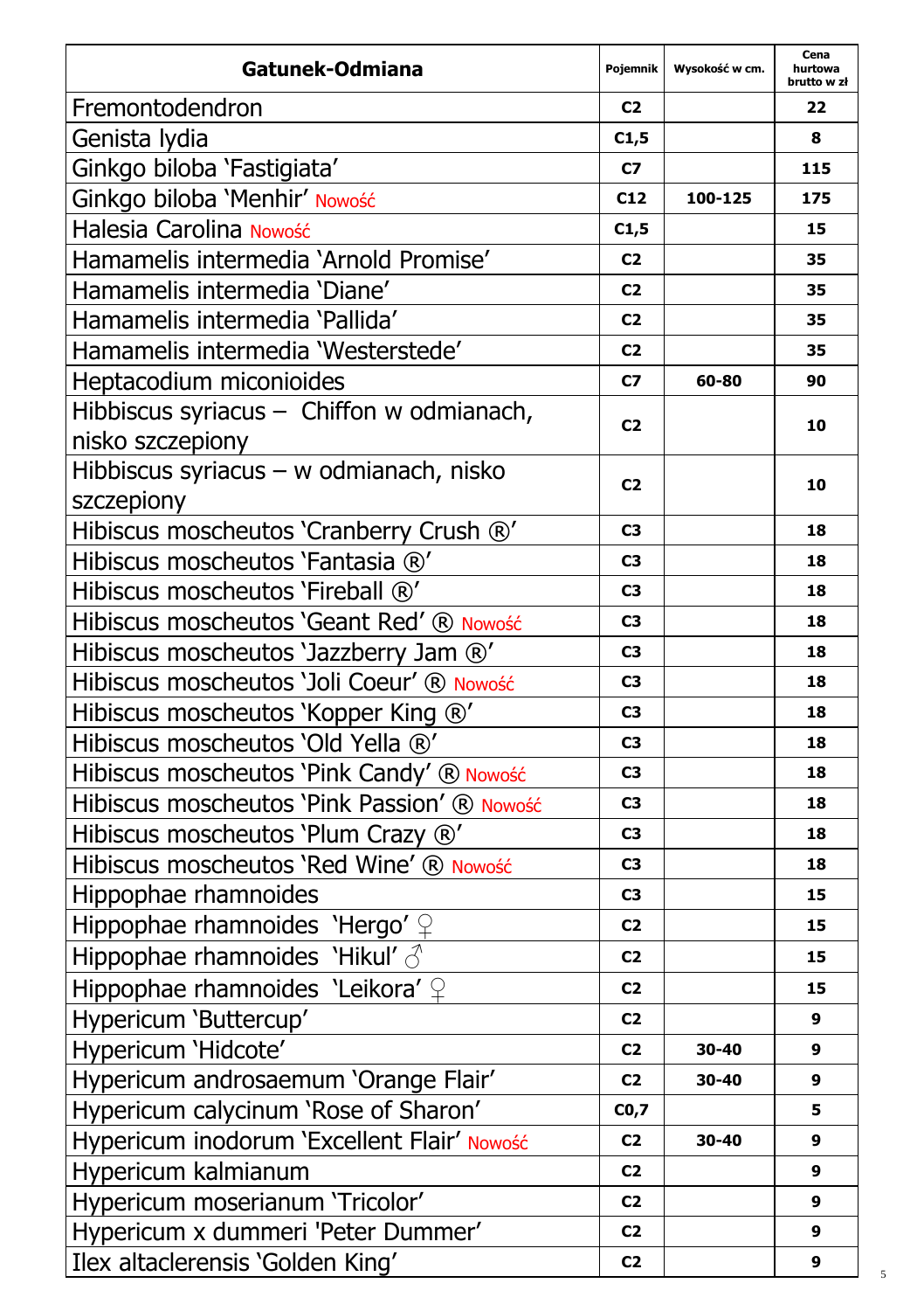| Gatunek-Odmiana | Pojemnik | Wysokość w cm. | Cena hurtowa brutto w zł |
|---|---|---|---|
| Fremontodendron | C2 | | 22 |
| Genista lydia | C1,5 | | 8 |
| Ginkgo biloba 'Fastigiata' | C7 | | 115 |
| Ginkgo biloba 'Menhir' Nowość | C12 | 100-125 | 175 |
| Halesia Carolina Nowość | C1,5 | | 15 |
| Hamamelis intermedia 'Arnold Promise' | C2 | | 35 |
| Hamamelis intermedia 'Diane' | C2 | | 35 |
| Hamamelis intermedia 'Pallida' | C2 | | 35 |
| Hamamelis intermedia 'Westerstede' | C2 | | 35 |
| Heptacodium miconioides | C7 | 60-80 | 90 |
| Hibbiscus syriacus – Chiffon w odmianach, nisko szczepiony | C2 | | 10 |
| Hibbiscus syriacus – w odmianach, nisko szczepiony | C2 | | 10 |
| Hibiscus moscheutos 'Cranberry Crush ®' | C3 | | 18 |
| Hibiscus moscheutos 'Fantasia ®' | C3 | | 18 |
| Hibiscus moscheutos 'Fireball ®' | C3 | | 18 |
| Hibiscus moscheutos 'Geant Red' ® Nowość | C3 | | 18 |
| Hibiscus moscheutos 'Jazzberry Jam ®' | C3 | | 18 |
| Hibiscus moscheutos 'Joli Coeur' ® Nowość | C3 | | 18 |
| Hibiscus moscheutos 'Kopper King ®' | C3 | | 18 |
| Hibiscus moscheutos 'Old Yella ®' | C3 | | 18 |
| Hibiscus moscheutos 'Pink Candy' ® Nowość | C3 | | 18 |
| Hibiscus moscheutos 'Pink Passion' ® Nowość | C3 | | 18 |
| Hibiscus moscheutos 'Plum Crazy ®' | C3 | | 18 |
| Hibiscus moscheutos 'Red Wine' ® Nowość | C3 | | 18 |
| Hippophae rhamnoides | C3 | | 15 |
| Hippophae rhamnoides 'Hergo' ♀ | C2 | | 15 |
| Hippophae rhamnoides 'Hikul' ♂ | C2 | | 15 |
| Hippophae rhamnoides 'Leikora' ♀ | C2 | | 15 |
| Hypericum 'Buttercup' | C2 | | 9 |
| Hypericum 'Hidcote' | C2 | 30-40 | 9 |
| Hypericum androsaemum 'Orange Flair' | C2 | 30-40 | 9 |
| Hypericum calycinum 'Rose of Sharon' | C0,7 | | 5 |
| Hypericum inodorum 'Excellent Flair' Nowość | C2 | 30-40 | 9 |
| Hypericum kalmianum | C2 | | 9 |
| Hypericum moserianum 'Tricolor' | C2 | | 9 |
| Hypericum x dummeri 'Peter Dummer' | C2 | | 9 |
| Ilex altaclerensis 'Golden King' | C2 | | 9 |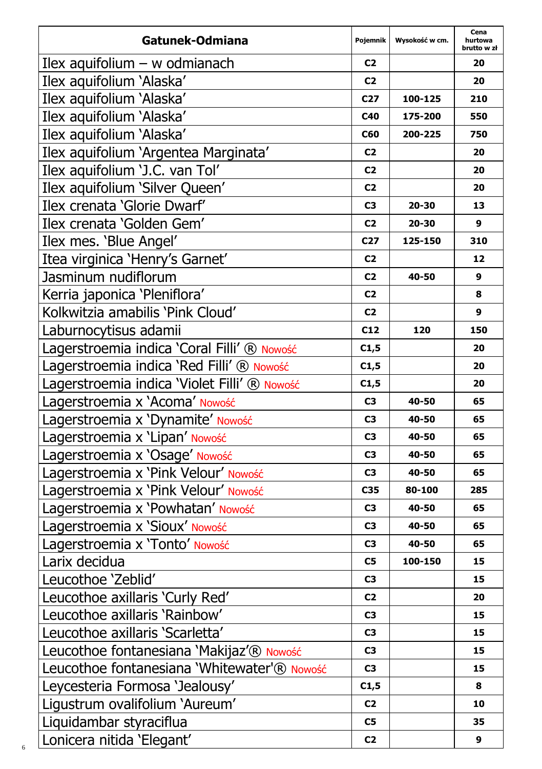| Gatunek-Odmiana | Pojemnik | Wysokość w cm. | Cena hurtowa brutto w zł |
|---|---|---|---|
| Ilex aquifolium – w odmianach | C2 | | 20 |
| Ilex aquifolium 'Alaska' | C2 | | 20 |
| Ilex aquifolium 'Alaska' | C27 | 100-125 | 210 |
| Ilex aquifolium 'Alaska' | C40 | 175-200 | 550 |
| Ilex aquifolium 'Alaska' | C60 | 200-225 | 750 |
| Ilex aquifolium 'Argentea Marginata' | C2 | | 20 |
| Ilex aquifolium 'J.C. van Tol' | C2 | | 20 |
| Ilex aquifolium 'Silver Queen' | C2 | | 20 |
| Ilex crenata 'Glorie Dwarf' | C3 | 20-30 | 13 |
| Ilex crenata 'Golden Gem' | C2 | 20-30 | 9 |
| Ilex mes. 'Blue Angel' | C27 | 125-150 | 310 |
| Itea virginica 'Henry's Garnet' | C2 | | 12 |
| Jasminum nudiflorum | C2 | 40-50 | 9 |
| Kerria japonica 'Pleniflora' | C2 | | 8 |
| Kolkwitzia amabilis 'Pink Cloud' | C2 | | 9 |
| Laburnocytisus adamii | C12 | 120 | 150 |
| Lagerstroemia indica 'Coral Filli' ® Nowość | C1,5 | | 20 |
| Lagerstroemia indica 'Red Filli' ® Nowość | C1,5 | | 20 |
| Lagerstroemia indica 'Violet Filli' ® Nowość | C1,5 | | 20 |
| Lagerstroemia x 'Acoma' Nowość | C3 | 40-50 | 65 |
| Lagerstroemia x 'Dynamite' Nowość | C3 | 40-50 | 65 |
| Lagerstroemia x 'Lipan' Nowość | C3 | 40-50 | 65 |
| Lagerstroemia x 'Osage' Nowość | C3 | 40-50 | 65 |
| Lagerstroemia x 'Pink Velour' Nowość | C3 | 40-50 | 65 |
| Lagerstroemia x 'Pink Velour' Nowość | C35 | 80-100 | 285 |
| Lagerstroemia x 'Powhatan' Nowość | C3 | 40-50 | 65 |
| Lagerstroemia x 'Sioux' Nowość | C3 | 40-50 | 65 |
| Lagerstroemia x 'Tonto' Nowość | C3 | 40-50 | 65 |
| Larix decidua | C5 | 100-150 | 15 |
| Leucothoe 'Zeblid' | C3 | | 15 |
| Leucothoe axillaris 'Curly Red' | C2 | | 20 |
| Leucothoe axillaris 'Rainbow' | C3 | | 15 |
| Leucothoe axillaris 'Scarletta' | C3 | | 15 |
| Leucothoe fontanesiana 'Makijaz'® Nowość | C3 | | 15 |
| Leucothoe fontanesiana 'Whitewater'® Nowość | C3 | | 15 |
| Leycesteria Formosa 'Jealousy' | C1,5 | | 8 |
| Ligustrum ovalifolium 'Aureum' | C2 | | 10 |
| Liquidambar styraciflua | C5 | | 35 |
| Lonicera nitida 'Elegant' | C2 | | 9 |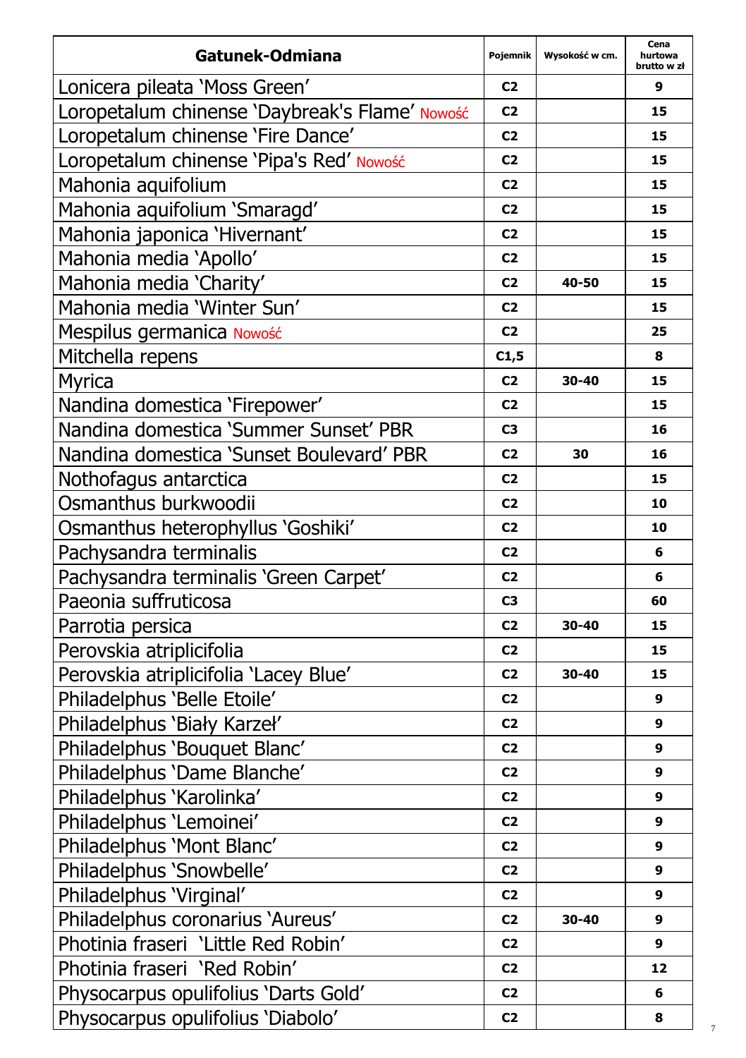| Gatunek-Odmiana | Pojemnik | Wysokość w cm. | Cena hurtowa brutto w zł |
|---|---|---|---|
| Lonicera pileata 'Moss Green' | C2 | | 9 |
| Loropetalum chinense 'Daybreak's Flame' Nowość | C2 | | 15 |
| Loropetalum chinense 'Fire Dance' | C2 | | 15 |
| Loropetalum chinense 'Pipa's Red' Nowość | C2 | | 15 |
| Mahonia aquifolium | C2 | | 15 |
| Mahonia aquifolium 'Smaragd' | C2 | | 15 |
| Mahonia japonica 'Hivernant' | C2 | | 15 |
| Mahonia media 'Apollo' | C2 | | 15 |
| Mahonia media 'Charity' | C2 | 40-50 | 15 |
| Mahonia media 'Winter Sun' | C2 | | 15 |
| Mespilus germanica Nowość | C2 | | 25 |
| Mitchella repens | C1,5 | | 8 |
| Myrica | C2 | 30-40 | 15 |
| Nandina domestica 'Firepower' | C2 | | 15 |
| Nandina domestica 'Summer Sunset' PBR | C3 | | 16 |
| Nandina domestica 'Sunset Boulevard' PBR | C2 | 30 | 16 |
| Nothofagus antarctica | C2 | | 15 |
| Osmanthus burkwoodii | C2 | | 10 |
| Osmanthus heterophyllus 'Goshiki' | C2 | | 10 |
| Pachysandra terminalis | C2 | | 6 |
| Pachysandra terminalis 'Green Carpet' | C2 | | 6 |
| Paeonia suffruticosa | C3 | | 60 |
| Parrotia persica | C2 | 30-40 | 15 |
| Perovskia atriplicifolia | C2 | | 15 |
| Perovskia atriplicifolia 'Lacey Blue' | C2 | 30-40 | 15 |
| Philadelphus 'Belle Etoile' | C2 | | 9 |
| Philadelphus 'Biały Karzeł' | C2 | | 9 |
| Philadelphus 'Bouquet Blanc' | C2 | | 9 |
| Philadelphus 'Dame Blanche' | C2 | | 9 |
| Philadelphus 'Karolinka' | C2 | | 9 |
| Philadelphus 'Lemoinei' | C2 | | 9 |
| Philadelphus 'Mont Blanc' | C2 | | 9 |
| Philadelphus 'Snowbelle' | C2 | | 9 |
| Philadelphus 'Virginal' | C2 | | 9 |
| Philadelphus coronarius 'Aureus' | C2 | 30-40 | 9 |
| Photinia fraseri 'Little Red Robin' | C2 | | 9 |
| Photinia fraseri 'Red Robin' | C2 | | 12 |
| Physocarpus opulifolius 'Darts Gold' | C2 | | 6 |
| Physocarpus opulifolius 'Diabolo' | C2 | | 8 |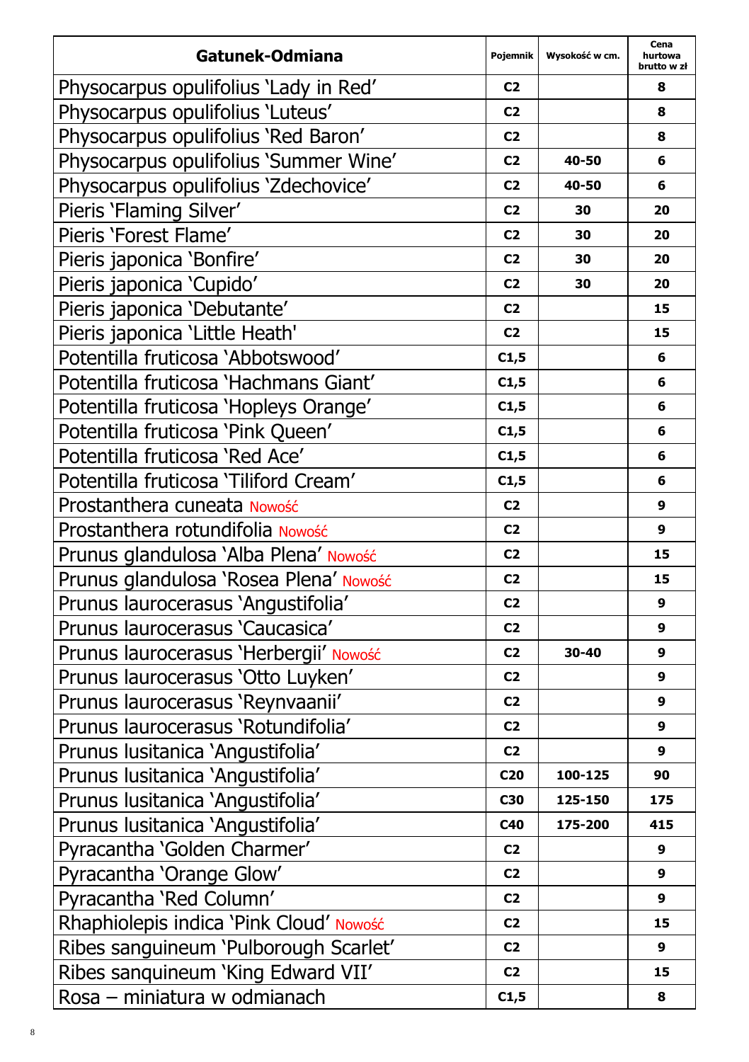| Gatunek-Odmiana | Pojemnik | Wysokość w cm. | Cena hurtowa brutto w zł |
|---|---|---|---|
| Physocarpus opulifolius 'Lady in Red' | C2 | | 8 |
| Physocarpus opulifolius 'Luteus' | C2 | | 8 |
| Physocarpus opulifolius 'Red Baron' | C2 | | 8 |
| Physocarpus opulifolius 'Summer Wine' | C2 | 40-50 | 6 |
| Physocarpus opulifolius 'Zdechovice' | C2 | 40-50 | 6 |
| Pieris 'Flaming Silver' | C2 | 30 | 20 |
| Pieris 'Forest Flame' | C2 | 30 | 20 |
| Pieris japonica 'Bonfire' | C2 | 30 | 20 |
| Pieris japonica 'Cupido' | C2 | 30 | 20 |
| Pieris japonica 'Debutante' | C2 | | 15 |
| Pieris japonica 'Little Heath' | C2 | | 15 |
| Potentilla fruticosa 'Abbotswood' | C1,5 | | 6 |
| Potentilla fruticosa 'Hachmans Giant' | C1,5 | | 6 |
| Potentilla fruticosa 'Hopleys Orange' | C1,5 | | 6 |
| Potentilla fruticosa 'Pink Queen' | C1,5 | | 6 |
| Potentilla fruticosa 'Red Ace' | C1,5 | | 6 |
| Potentilla fruticosa 'Tiliford Cream' | C1,5 | | 6 |
| Prostanthera cuneata Nowość | C2 | | 9 |
| Prostanthera rotundifolia Nowość | C2 | | 9 |
| Prunus glandulosa 'Alba Plena' Nowość | C2 | | 15 |
| Prunus glandulosa 'Rosea Plena' Nowość | C2 | | 15 |
| Prunus laurocerasus 'Angustifolia' | C2 | | 9 |
| Prunus laurocerasus 'Caucasica' | C2 | | 9 |
| Prunus laurocerasus 'Herbergii' Nowość | C2 | 30-40 | 9 |
| Prunus laurocerasus 'Otto Luyken' | C2 | | 9 |
| Prunus laurocerasus 'Reynvaanii' | C2 | | 9 |
| Prunus laurocerasus 'Rotundifolia' | C2 | | 9 |
| Prunus lusitanica 'Angustifolia' | C2 | | 9 |
| Prunus lusitanica 'Angustifolia' | C20 | 100-125 | 90 |
| Prunus lusitanica 'Angustifolia' | C30 | 125-150 | 175 |
| Prunus lusitanica 'Angustifolia' | C40 | 175-200 | 415 |
| Pyracantha 'Golden Charmer' | C2 | | 9 |
| Pyracantha 'Orange Glow' | C2 | | 9 |
| Pyracantha 'Red Column' | C2 | | 9 |
| Rhaphiolepis indica 'Pink Cloud' Nowość | C2 | | 15 |
| Ribes sanguineum 'Pulborough Scarlet' | C2 | | 9 |
| Ribes sanquineum 'King Edward VII' | C2 | | 15 |
| Rosa – miniatura w odmianach | C1,5 | | 8 |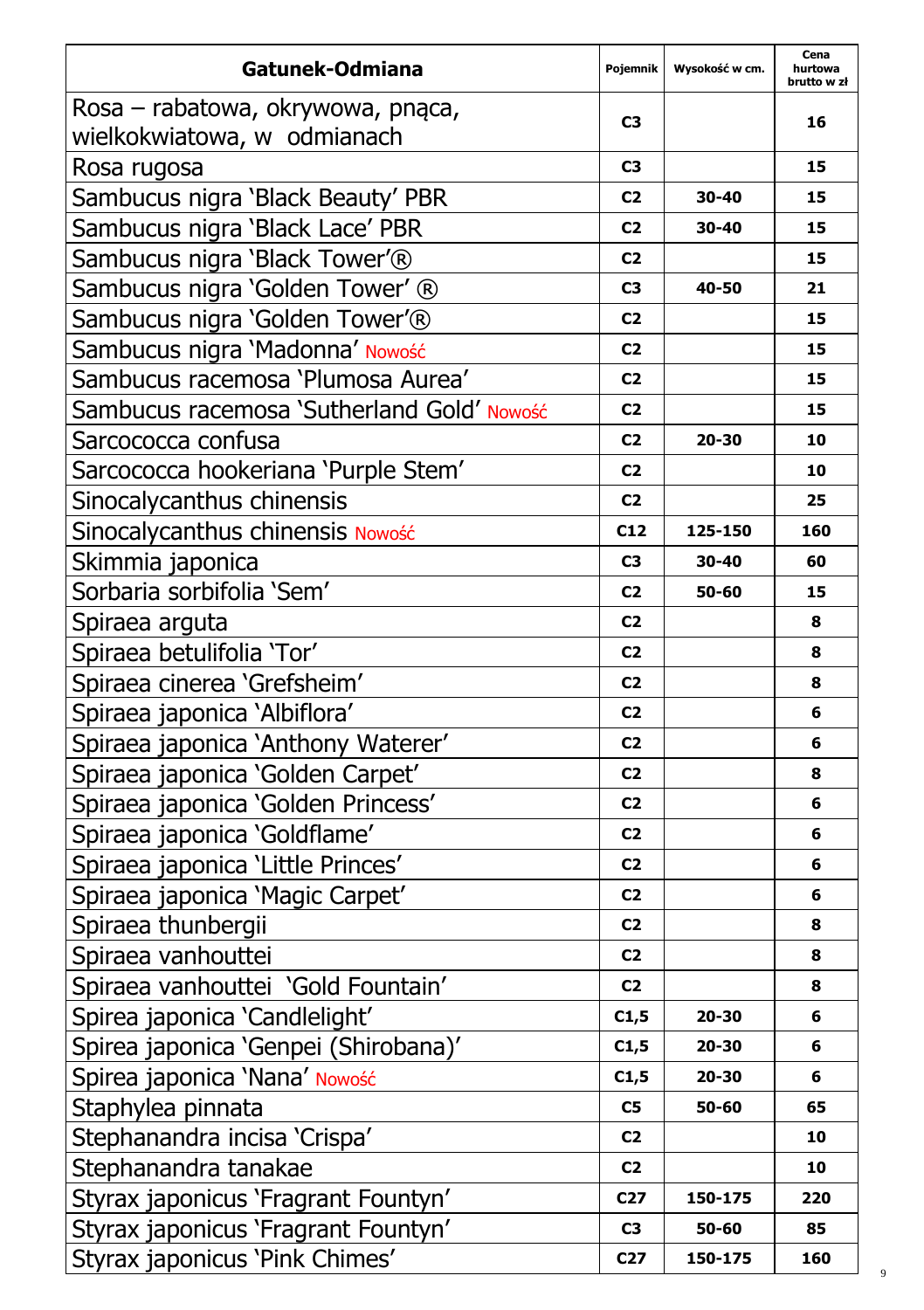| Gatunek-Odmiana | Pojemnik | Wysokość w cm. | Cena hurtowa brutto w zł |
|---|---|---|---|
| Rosa – rabatowa, okrywowa, pnąca, wielkokwiatowa, w odmianach | C3 | | 16 |
| Rosa rugosa | C3 | | 15 |
| Sambucus nigra 'Black Beauty' PBR | C2 | 30-40 | 15 |
| Sambucus nigra 'Black Lace' PBR | C2 | 30-40 | 15 |
| Sambucus nigra 'Black Tower'® | C2 | | 15 |
| Sambucus nigra 'Golden Tower' ® | C3 | 40-50 | 21 |
| Sambucus nigra 'Golden Tower'® | C2 | | 15 |
| Sambucus nigra 'Madonna' Nowość | C2 | | 15 |
| Sambucus racemosa 'Plumosa Aurea' | C2 | | 15 |
| Sambucus racemosa 'Sutherland Gold' Nowość | C2 | | 15 |
| Sarcococca confusa | C2 | 20-30 | 10 |
| Sarcococca hookeriana 'Purple Stem' | C2 | | 10 |
| Sinocalycanthus chinensis | C2 | | 25 |
| Sinocalycanthus chinensis Nowość | C12 | 125-150 | 160 |
| Skimmia japonica | C3 | 30-40 | 60 |
| Sorbaria sorbifolia 'Sem' | C2 | 50-60 | 15 |
| Spiraea arguta | C2 | | 8 |
| Spiraea betulifolia 'Tor' | C2 | | 8 |
| Spiraea cinerea 'Grefsheim' | C2 | | 8 |
| Spiraea japonica 'Albiflora' | C2 | | 6 |
| Spiraea japonica 'Anthony Waterer' | C2 | | 6 |
| Spiraea japonica 'Golden Carpet' | C2 | | 8 |
| Spiraea japonica 'Golden Princess' | C2 | | 6 |
| Spiraea japonica 'Goldflame' | C2 | | 6 |
| Spiraea japonica 'Little Princes' | C2 | | 6 |
| Spiraea japonica 'Magic Carpet' | C2 | | 6 |
| Spiraea thunbergii | C2 | | 8 |
| Spiraea vanhouttei | C2 | | 8 |
| Spiraea vanhouttei 'Gold Fountain' | C2 | | 8 |
| Spirea japonica 'Candlelight' | C1,5 | 20-30 | 6 |
| Spirea japonica 'Genpei (Shirobana)' | C1,5 | 20-30 | 6 |
| Spirea japonica 'Nana' Nowość | C1,5 | 20-30 | 6 |
| Staphylea pinnata | C5 | 50-60 | 65 |
| Stephanandra incisa 'Crispa' | C2 | | 10 |
| Stephanandra tanakae | C2 | | 10 |
| Styrax japonicus 'Fragrant Fountyn' | C27 | 150-175 | 220 |
| Styrax japonicus 'Fragrant Fountyn' | C3 | 50-60 | 85 |
| Styrax japonicus 'Pink Chimes' | C27 | 150-175 | 160 |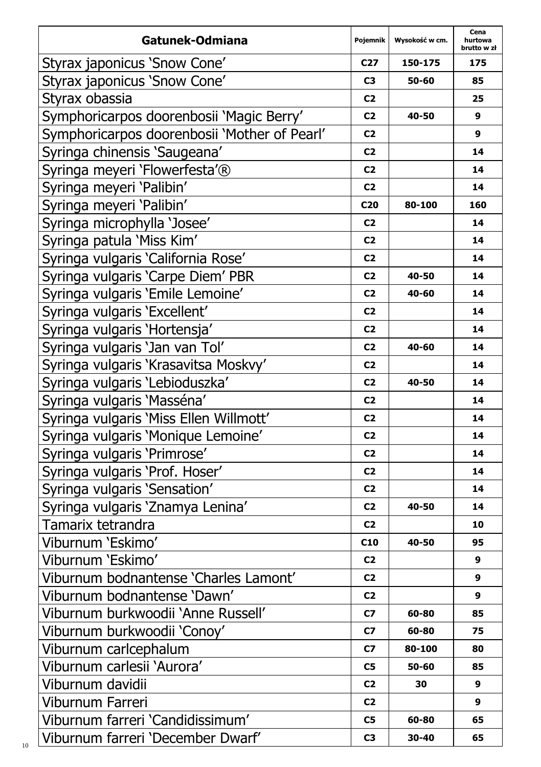| Gatunek-Odmiana | Pojemnik | Wysokość w cm. | Cena hurtowa brutto w zł |
|---|---|---|---|
| Styrax japonicus 'Snow Cone' | C27 | 150-175 | 175 |
| Styrax japonicus 'Snow Cone' | C3 | 50-60 | 85 |
| Styrax obassia | C2 | | 25 |
| Symphoricarpos doorenbosii 'Magic Berry' | C2 | 40-50 | 9 |
| Symphoricarpos doorenbosii 'Mother of Pearl' | C2 | | 9 |
| Syringa chinensis 'Saugeana' | C2 | | 14 |
| Syringa meyeri 'Flowerfesta'® | C2 | | 14 |
| Syringa meyeri 'Palibin' | C2 | | 14 |
| Syringa meyeri 'Palibin' | C20 | 80-100 | 160 |
| Syringa microphylla 'Josee' | C2 | | 14 |
| Syringa patula 'Miss Kim' | C2 | | 14 |
| Syringa vulgaris 'California Rose' | C2 | | 14 |
| Syringa vulgaris 'Carpe Diem' PBR | C2 | 40-50 | 14 |
| Syringa vulgaris 'Emile Lemoine' | C2 | 40-60 | 14 |
| Syringa vulgaris 'Excellent' | C2 | | 14 |
| Syringa vulgaris 'Hortensja' | C2 | | 14 |
| Syringa vulgaris 'Jan van Tol' | C2 | 40-60 | 14 |
| Syringa vulgaris 'Krasavitsa Moskvy' | C2 | | 14 |
| Syringa vulgaris 'Lebioduszka' | C2 | 40-50 | 14 |
| Syringa vulgaris 'Masséna' | C2 | | 14 |
| Syringa vulgaris 'Miss Ellen Willmott' | C2 | | 14 |
| Syringa vulgaris 'Monique Lemoine' | C2 | | 14 |
| Syringa vulgaris 'Primrose' | C2 | | 14 |
| Syringa vulgaris 'Prof. Hoser' | C2 | | 14 |
| Syringa vulgaris 'Sensation' | C2 | | 14 |
| Syringa vulgaris 'Znamya Lenina' | C2 | 40-50 | 14 |
| Tamarix tetrandra | C2 | | 10 |
| Viburnum 'Eskimo' | C10 | 40-50 | 95 |
| Viburnum 'Eskimo' | C2 | | 9 |
| Viburnum bodnantense 'Charles Lamont' | C2 | | 9 |
| Viburnum bodnantense 'Dawn' | C2 | | 9 |
| Viburnum burkwoodii 'Anne Russell' | C7 | 60-80 | 85 |
| Viburnum burkwoodii 'Conoy' | C7 | 60-80 | 75 |
| Viburnum carlcephalum | C7 | 80-100 | 80 |
| Viburnum carlesii 'Aurora' | C5 | 50-60 | 85 |
| Viburnum davidii | C2 | 30 | 9 |
| Viburnum Farreri | C2 | | 9 |
| Viburnum farreri 'Candidissimum' | C5 | 60-80 | 65 |
| Viburnum farreri 'December Dwarf' | C3 | 30-40 | 65 |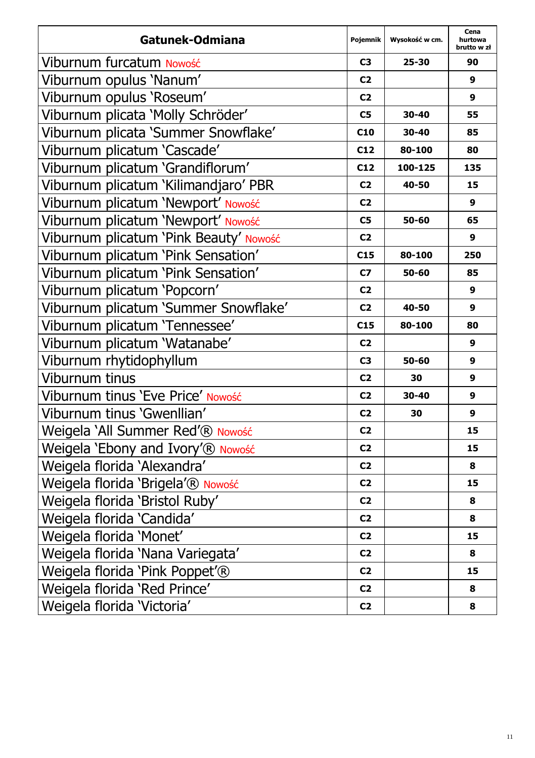| Gatunek-Odmiana | Pojemnik | Wysokość w cm. | Cena hurtowa brutto w zł |
|---|---|---|---|
| Viburnum furcatum Nowość | C3 | 25-30 | 90 |
| Viburnum opulus 'Nanum' | C2 | | 9 |
| Viburnum opulus 'Roseum' | C2 | | 9 |
| Viburnum plicata 'Molly Schröder' | C5 | 30-40 | 55 |
| Viburnum plicata 'Summer Snowflake' | C10 | 30-40 | 85 |
| Viburnum plicatum 'Cascade' | C12 | 80-100 | 80 |
| Viburnum plicatum 'Grandiflorum' | C12 | 100-125 | 135 |
| Viburnum plicatum 'Kilimandjaro' PBR | C2 | 40-50 | 15 |
| Viburnum plicatum 'Newport' Nowość | C2 | | 9 |
| Viburnum plicatum 'Newport' Nowość | C5 | 50-60 | 65 |
| Viburnum plicatum 'Pink Beauty' Nowość | C2 | | 9 |
| Viburnum plicatum 'Pink Sensation' | C15 | 80-100 | 250 |
| Viburnum plicatum 'Pink Sensation' | C7 | 50-60 | 85 |
| Viburnum plicatum 'Popcorn' | C2 | | 9 |
| Viburnum plicatum 'Summer Snowflake' | C2 | 40-50 | 9 |
| Viburnum plicatum 'Tennessee' | C15 | 80-100 | 80 |
| Viburnum plicatum 'Watanabe' | C2 | | 9 |
| Viburnum rhytidophyllum | C3 | 50-60 | 9 |
| Viburnum tinus | C2 | 30 | 9 |
| Viburnum tinus 'Eve Price' Nowość | C2 | 30-40 | 9 |
| Viburnum tinus 'Gwenllian' | C2 | 30 | 9 |
| Weigela 'All Summer Red'® Nowość | C2 | | 15 |
| Weigela 'Ebony and Ivory'® Nowość | C2 | | 15 |
| Weigela florida 'Alexandra' | C2 | | 8 |
| Weigela florida 'Brigela'® Nowość | C2 | | 15 |
| Weigela florida 'Bristol Ruby' | C2 | | 8 |
| Weigela florida 'Candida' | C2 | | 8 |
| Weigela florida 'Monet' | C2 | | 15 |
| Weigela florida 'Nana Variegata' | C2 | | 8 |
| Weigela florida 'Pink Poppet'® | C2 | | 15 |
| Weigela florida 'Red Prince' | C2 | | 8 |
| Weigela florida 'Victoria' | C2 | | 8 |